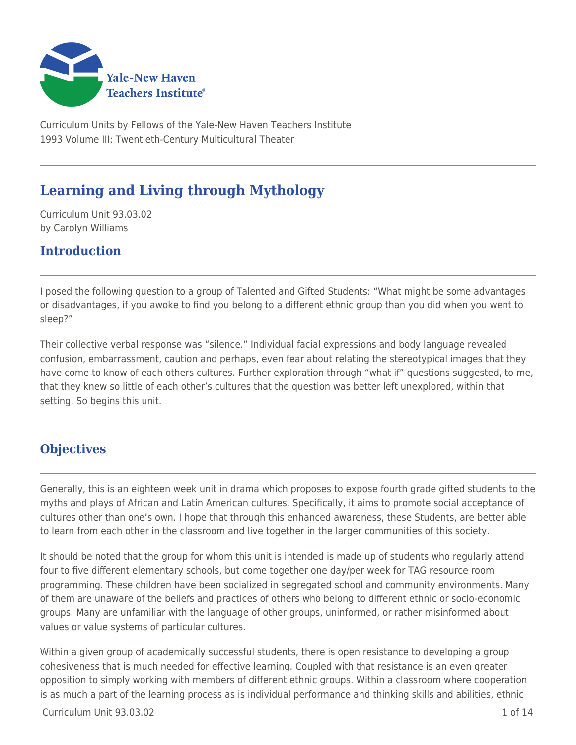Curriculum Units by Fellows of the Yale-New Haven Teachers Institute
1993 Volume III: Twentieth-Century Multicultural Theater

# Learning and Living through Mythology

Curriculum Unit 93.03.02
by Carolyn Williams

## Introduction

I posed the following question to a group of Talented and Gifted Students: "What might be some advantages or disadvantages, if you awoke to find you belong to a different ethnic group than you did when you went to sleep?"

Their collective verbal response was "silence." Individual facial expressions and body language revealed confusion, embarrassment, caution and perhaps, even fear about relating the stereotypical images that they have come to know of each others cultures. Further exploration through "what if" questions suggested, to me, that they knew so little of each other's cultures that the question was better left unexplored, within that setting. So begins this unit.

## Objectives

Generally, this is an eighteen week unit in drama which proposes to expose fourth grade gifted students to the myths and plays of African and Latin American cultures. Specifically, it aims to promote social acceptance of cultures other than one's own. I hope that through this enhanced awareness, these Students, are better able to learn from each other in the classroom and live together in the larger communities of this society.

It should be noted that the group for whom this unit is intended is made up of students who regularly attend four to five different elementary schools, but come together one day/per week for TAG resource room programming. These children have been socialized in segregated school and community environments. Many of them are unaware of the beliefs and practices of others who belong to different ethnic or socio-economic groups. Many are unfamiliar with the language of other groups, uninformed, or rather misinformed about values or value systems of particular cultures.

Within a given group of academically successful students, there is open resistance to developing a group cohesiveness that is much needed for effective learning. Coupled with that resistance is an even greater opposition to simply working with members of different ethnic groups. Within a classroom where cooperation is as much a part of the learning process as is individual performance and thinking skills and abilities, ethnic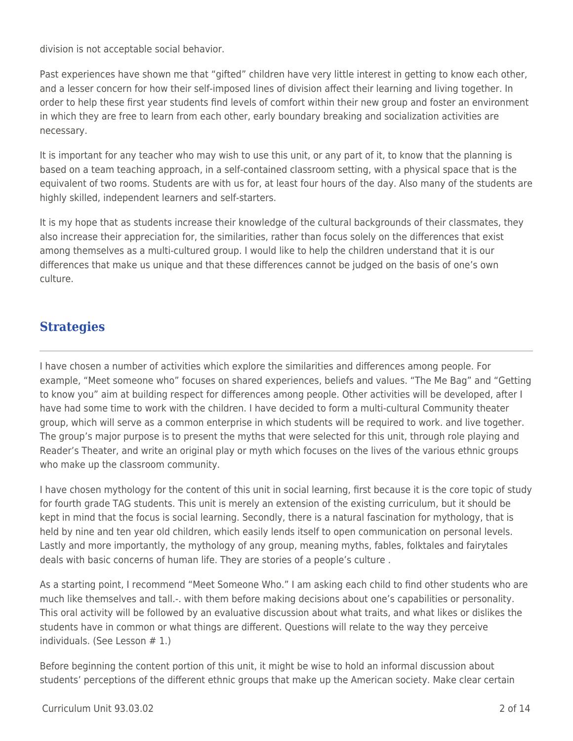division is not acceptable social behavior.

Past experiences have shown me that “gifted” children have very little interest in getting to know each other, and a lesser concern for how their self-imposed lines of division affect their learning and living together. In order to help these first year students find levels of comfort within their new group and foster an environment in which they are free to learn from each other, early boundary breaking and socialization activities are necessary.

It is important for any teacher who may wish to use this unit, or any part of it, to know that the planning is based on a team teaching approach, in a self-contained classroom setting, with a physical space that is the equivalent of two rooms. Students are with us for, at least four hours of the day. Also many of the students are highly skilled, independent learners and self-starters.

It is my hope that as students increase their knowledge of the cultural backgrounds of their classmates, they also increase their appreciation for, the similarities, rather than focus solely on the differences that exist among themselves as a multi-cultured group. I would like to help the children understand that it is our differences that make us unique and that these differences cannot be judged on the basis of one’s own culture.

## Strategies

I have chosen a number of activities which explore the similarities and differences among people. For example, “Meet someone who” focuses on shared experiences, beliefs and values. “The Me Bag” and “Getting to know you” aim at building respect for differences among people. Other activities will be developed, after I have had some time to work with the children. I have decided to form a multi-cultural Community theater group, which will serve as a common enterprise in which students will be required to work. and live together. The group’s major purpose is to present the myths that were selected for this unit, through role playing and Reader’s Theater, and write an original play or myth which focuses on the lives of the various ethnic groups who make up the classroom community.

I have chosen mythology for the content of this unit in social learning, first because it is the core topic of study for fourth grade TAG students. This unit is merely an extension of the existing curriculum, but it should be kept in mind that the focus is social learning. Secondly, there is a natural fascination for mythology, that is held by nine and ten year old children, which easily lends itself to open communication on personal levels. Lastly and more importantly, the mythology of any group, meaning myths, fables, folktales and fairytales deals with basic concerns of human life. They are stories of a people’s culture .

As a starting point, I recommend “Meet Someone Who.” I am asking each child to find other students who are much like themselves and tall.-. with them before making decisions about one’s capabilities or personality. This oral activity will be followed by an evaluative discussion about what traits, and what likes or dislikes the students have in common or what things are different. Questions will relate to the way they perceive individuals. (See Lesson # 1.)

Before beginning the content portion of this unit, it might be wise to hold an informal discussion about students’ perceptions of the different ethnic groups that make up the American society. Make clear certain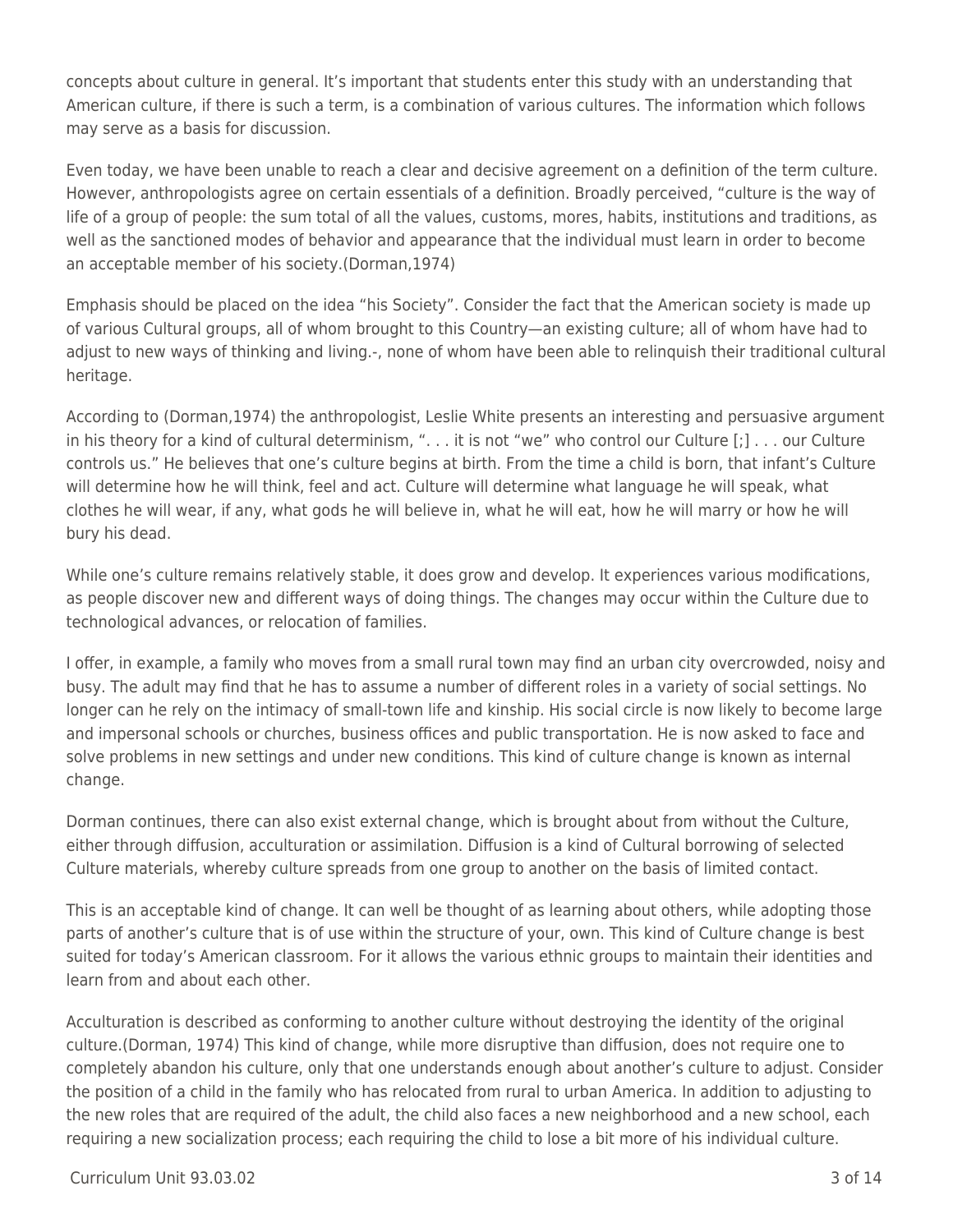concepts about culture in general. It's important that students enter this study with an understanding that American culture, if there is such a term, is a combination of various cultures. The information which follows may serve as a basis for discussion.

Even today, we have been unable to reach a clear and decisive agreement on a definition of the term culture. However, anthropologists agree on certain essentials of a definition. Broadly perceived, "culture is the way of life of a group of people: the sum total of all the values, customs, mores, habits, institutions and traditions, as well as the sanctioned modes of behavior and appearance that the individual must learn in order to become an acceptable member of his society.(Dorman,1974)

Emphasis should be placed on the idea "his Society". Consider the fact that the American society is made up of various Cultural groups, all of whom brought to this Country—an existing culture; all of whom have had to adjust to new ways of thinking and living.-, none of whom have been able to relinquish their traditional cultural heritage.

According to (Dorman,1974) the anthropologist, Leslie White presents an interesting and persuasive argument in his theory for a kind of cultural determinism, ". . . it is not "we" who control our Culture [;] . . . our Culture controls us." He believes that one's culture begins at birth. From the time a child is born, that infant's Culture will determine how he will think, feel and act. Culture will determine what language he will speak, what clothes he will wear, if any, what gods he will believe in, what he will eat, how he will marry or how he will bury his dead.

While one's culture remains relatively stable, it does grow and develop. It experiences various modifications, as people discover new and different ways of doing things. The changes may occur within the Culture due to technological advances, or relocation of families.

I offer, in example, a family who moves from a small rural town may find an urban city overcrowded, noisy and busy. The adult may find that he has to assume a number of different roles in a variety of social settings. No longer can he rely on the intimacy of small-town life and kinship. His social circle is now likely to become large and impersonal schools or churches, business offices and public transportation. He is now asked to face and solve problems in new settings and under new conditions. This kind of culture change is known as internal change.

Dorman continues, there can also exist external change, which is brought about from without the Culture, either through diffusion, acculturation or assimilation. Diffusion is a kind of Cultural borrowing of selected Culture materials, whereby culture spreads from one group to another on the basis of limited contact.

This is an acceptable kind of change. It can well be thought of as learning about others, while adopting those parts of another's culture that is of use within the structure of your, own. This kind of Culture change is best suited for today's American classroom. For it allows the various ethnic groups to maintain their identities and learn from and about each other.

Acculturation is described as conforming to another culture without destroying the identity of the original culture.(Dorman, 1974) This kind of change, while more disruptive than diffusion, does not require one to completely abandon his culture, only that one understands enough about another's culture to adjust. Consider the position of a child in the family who has relocated from rural to urban America. In addition to adjusting to the new roles that are required of the adult, the child also faces a new neighborhood and a new school, each requiring a new socialization process; each requiring the child to lose a bit more of his individual culture.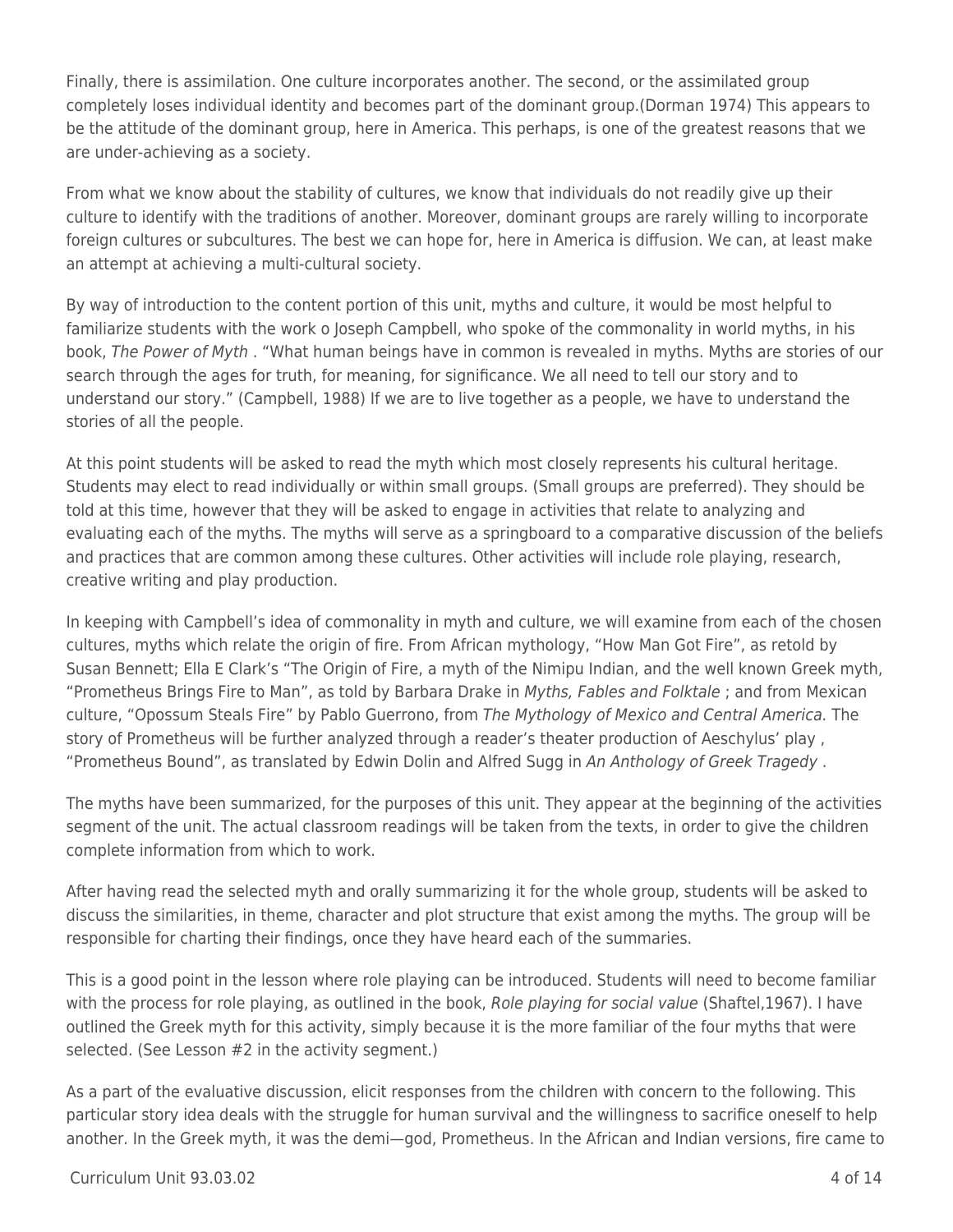Finally, there is assimilation. One culture incorporates another. The second, or the assimilated group completely loses individual identity and becomes part of the dominant group.(Dorman 1974) This appears to be the attitude of the dominant group, here in America. This perhaps, is one of the greatest reasons that we are under-achieving as a society.

From what we know about the stability of cultures, we know that individuals do not readily give up their culture to identify with the traditions of another. Moreover, dominant groups are rarely willing to incorporate foreign cultures or subcultures. The best we can hope for, here in America is diffusion. We can, at least make an attempt at achieving a multi-cultural society.

By way of introduction to the content portion of this unit, myths and culture, it would be most helpful to familiarize students with the work o Joseph Campbell, who spoke of the commonality in world myths, in his book, *The Power of Myth* . "What human beings have in common is revealed in myths. Myths are stories of our search through the ages for truth, for meaning, for significance. We all need to tell our story and to understand our story." (Campbell, 1988) If we are to live together as a people, we have to understand the stories of all the people.

At this point students will be asked to read the myth which most closely represents his cultural heritage. Students may elect to read individually or within small groups. (Small groups are preferred). They should be told at this time, however that they will be asked to engage in activities that relate to analyzing and evaluating each of the myths. The myths will serve as a springboard to a comparative discussion of the beliefs and practices that are common among these cultures. Other activities will include role playing, research, creative writing and play production.

In keeping with Campbell's idea of commonality in myth and culture, we will examine from each of the chosen cultures, myths which relate the origin of fire. From African mythology, "How Man Got Fire", as retold by Susan Bennett; Ella E Clark's "The Origin of Fire, a myth of the Nimipu Indian, and the well known Greek myth, "Prometheus Brings Fire to Man", as told by Barbara Drake in *Myths, Fables and Folktale* ; and from Mexican culture, "Opossum Steals Fire" by Pablo Guerrono, from *The Mythology of Mexico and Central America.* The story of Prometheus will be further analyzed through a reader's theater production of Aeschylus' play , "Prometheus Bound", as translated by Edwin Dolin and Alfred Sugg in *An Anthology of Greek Tragedy* .

The myths have been summarized, for the purposes of this unit. They appear at the beginning of the activities segment of the unit. The actual classroom readings will be taken from the texts, in order to give the children complete information from which to work.

After having read the selected myth and orally summarizing it for the whole group, students will be asked to discuss the similarities, in theme, character and plot structure that exist among the myths. The group will be responsible for charting their findings, once they have heard each of the summaries.

This is a good point in the lesson where role playing can be introduced. Students will need to become familiar with the process for role playing, as outlined in the book, *Role playing for social value* (Shaftel,1967). I have outlined the Greek myth for this activity, simply because it is the more familiar of the four myths that were selected. (See Lesson #2 in the activity segment.)

As a part of the evaluative discussion, elicit responses from the children with concern to the following. This particular story idea deals with the struggle for human survival and the willingness to sacrifice oneself to help another. In the Greek myth, it was the demi—god, Prometheus. In the African and Indian versions, fire came to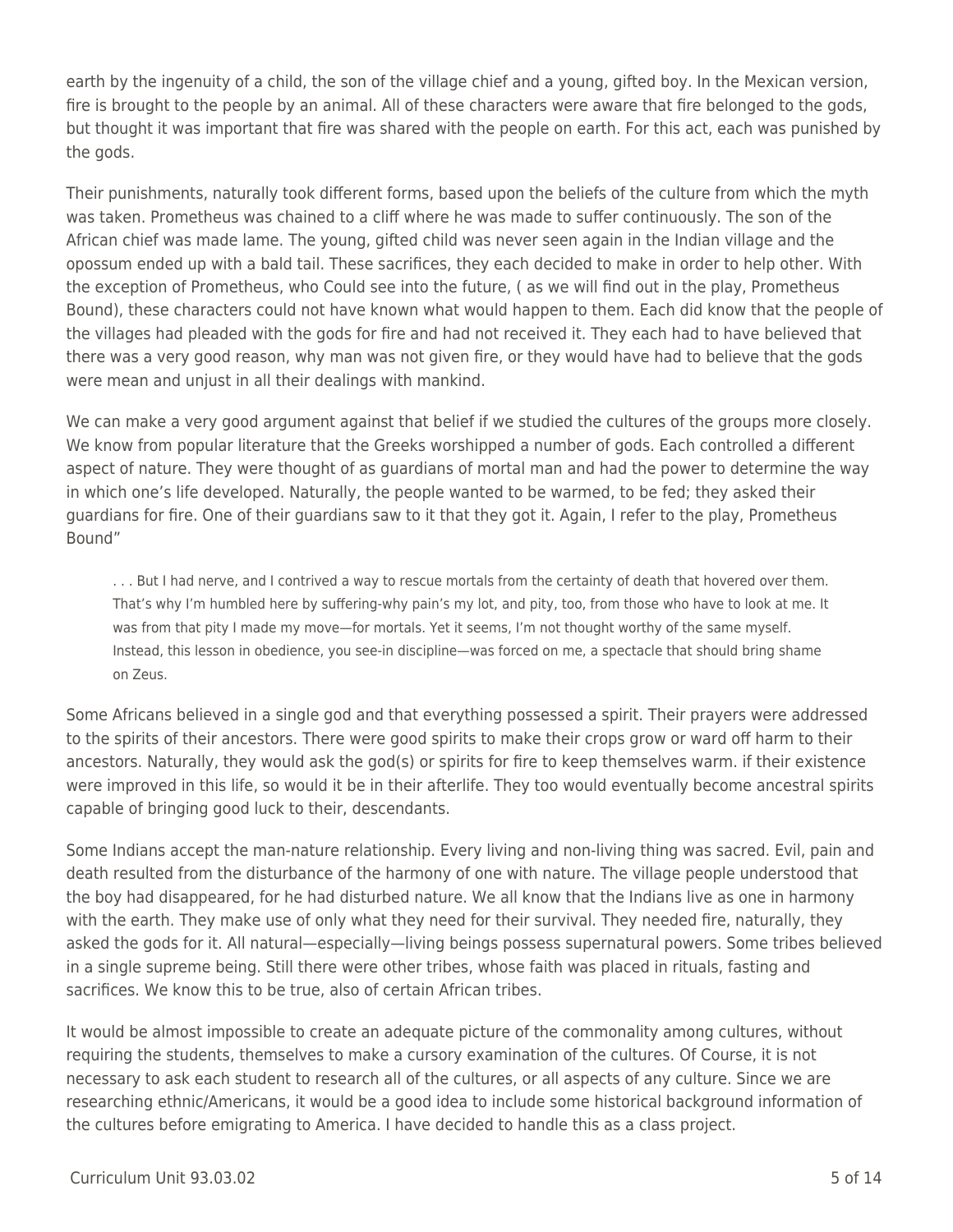earth by the ingenuity of a child, the son of the village chief and a young, gifted boy. In the Mexican version, fire is brought to the people by an animal. All of these characters were aware that fire belonged to the gods, but thought it was important that fire was shared with the people on earth. For this act, each was punished by the gods.

Their punishments, naturally took different forms, based upon the beliefs of the culture from which the myth was taken. Prometheus was chained to a cliff where he was made to suffer continuously. The son of the African chief was made lame. The young, gifted child was never seen again in the Indian village and the opossum ended up with a bald tail. These sacrifices, they each decided to make in order to help other. With the exception of Prometheus, who Could see into the future, ( as we will find out in the play, Prometheus Bound), these characters could not have known what would happen to them. Each did know that the people of the villages had pleaded with the gods for fire and had not received it. They each had to have believed that there was a very good reason, why man was not given fire, or they would have had to believe that the gods were mean and unjust in all their dealings with mankind.

We can make a very good argument against that belief if we studied the cultures of the groups more closely. We know from popular literature that the Greeks worshipped a number of gods. Each controlled a different aspect of nature. They were thought of as guardians of mortal man and had the power to determine the way in which one's life developed. Naturally, the people wanted to be warmed, to be fed; they asked their guardians for fire. One of their guardians saw to it that they got it. Again, I refer to the play, Prometheus Bound"

> . . . But I had nerve, and I contrived a way to rescue mortals from the certainty of death that hovered over them. That's why I'm humbled here by suffering-why pain's my lot, and pity, too, from those who have to look at me. It was from that pity I made my move—for mortals. Yet it seems, I'm not thought worthy of the same myself. Instead, this lesson in obedience, you see-in discipline—was forced on me, a spectacle that should bring shame on Zeus.

Some Africans believed in a single god and that everything possessed a spirit. Their prayers were addressed to the spirits of their ancestors. There were good spirits to make their crops grow or ward off harm to their ancestors. Naturally, they would ask the god(s) or spirits for fire to keep themselves warm. if their existence were improved in this life, so would it be in their afterlife. They too would eventually become ancestral spirits capable of bringing good luck to their, descendants.

Some Indians accept the man-nature relationship. Every living and non-living thing was sacred. Evil, pain and death resulted from the disturbance of the harmony of one with nature. The village people understood that the boy had disappeared, for he had disturbed nature. We all know that the Indians live as one in harmony with the earth. They make use of only what they need for their survival. They needed fire, naturally, they asked the gods for it. All natural—especially—living beings possess supernatural powers. Some tribes believed in a single supreme being. Still there were other tribes, whose faith was placed in rituals, fasting and sacrifices. We know this to be true, also of certain African tribes.

It would be almost impossible to create an adequate picture of the commonality among cultures, without requiring the students, themselves to make a cursory examination of the cultures. Of Course, it is not necessary to ask each student to research all of the cultures, or all aspects of any culture. Since we are researching ethnic/Americans, it would be a good idea to include some historical background information of the cultures before emigrating to America. I have decided to handle this as a class project.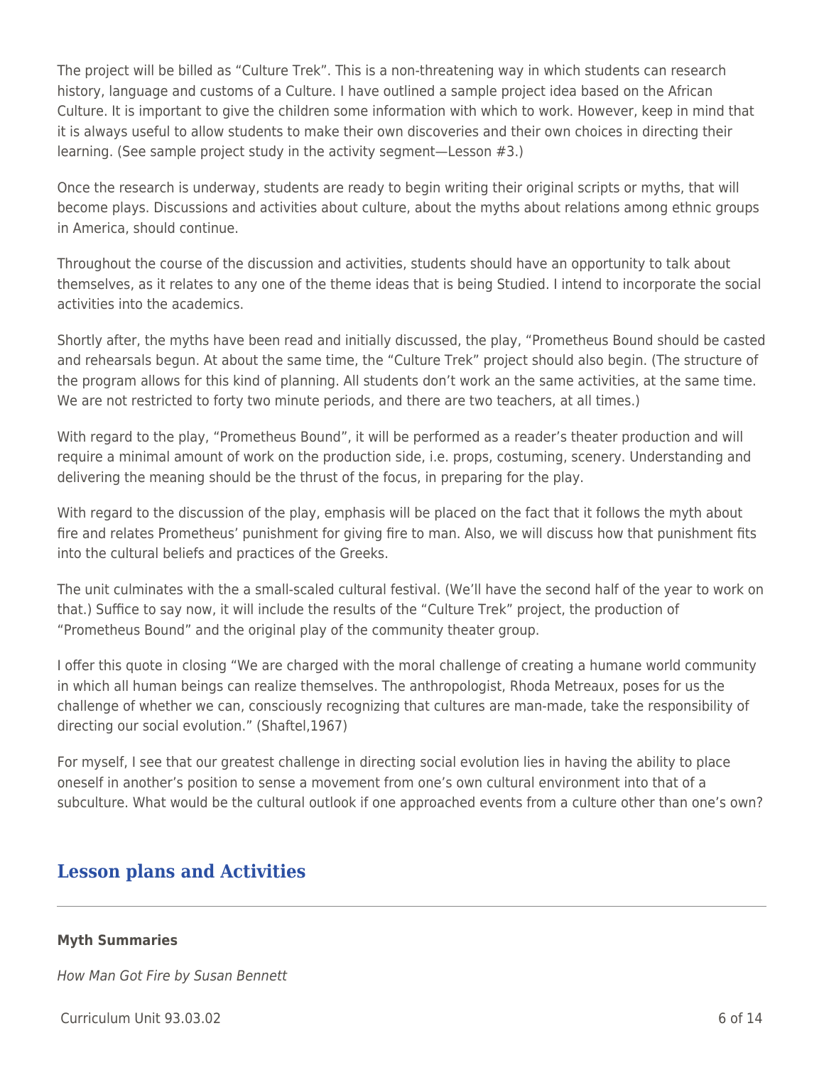The project will be billed as "Culture Trek". This is a non-threatening way in which students can research history, language and customs of a Culture. I have outlined a sample project idea based on the African Culture. It is important to give the children some information with which to work. However, keep in mind that it is always useful to allow students to make their own discoveries and their own choices in directing their learning. (See sample project study in the activity segment—Lesson #3.)

Once the research is underway, students are ready to begin writing their original scripts or myths, that will become plays. Discussions and activities about culture, about the myths about relations among ethnic groups in America, should continue.

Throughout the course of the discussion and activities, students should have an opportunity to talk about themselves, as it relates to any one of the theme ideas that is being Studied. I intend to incorporate the social activities into the academics.

Shortly after, the myths have been read and initially discussed, the play, "Prometheus Bound should be casted and rehearsals begun. At about the same time, the "Culture Trek" project should also begin. (The structure of the program allows for this kind of planning. All students don't work an the same activities, at the same time. We are not restricted to forty two minute periods, and there are two teachers, at all times.)

With regard to the play, "Prometheus Bound", it will be performed as a reader's theater production and will require a minimal amount of work on the production side, i.e. props, costuming, scenery. Understanding and delivering the meaning should be the thrust of the focus, in preparing for the play.

With regard to the discussion of the play, emphasis will be placed on the fact that it follows the myth about fire and relates Prometheus' punishment for giving fire to man. Also, we will discuss how that punishment fits into the cultural beliefs and practices of the Greeks.

The unit culminates with the a small-scaled cultural festival. (We'll have the second half of the year to work on that.) Suffice to say now, it will include the results of the "Culture Trek" project, the production of "Prometheus Bound" and the original play of the community theater group.

I offer this quote in closing "We are charged with the moral challenge of creating a humane world community in which all human beings can realize themselves. The anthropologist, Rhoda Metreaux, poses for us the challenge of whether we can, consciously recognizing that cultures are man-made, take the responsibility of directing our social evolution." (Shaftel,1967)

For myself, I see that our greatest challenge in directing social evolution lies in having the ability to place oneself in another's position to sense a movement from one's own cultural environment into that of a subculture. What would be the cultural outlook if one approached events from a culture other than one's own?

## Lesson plans and Activities

**Myth Summaries**

*How Man Got Fire by Susan Bennett*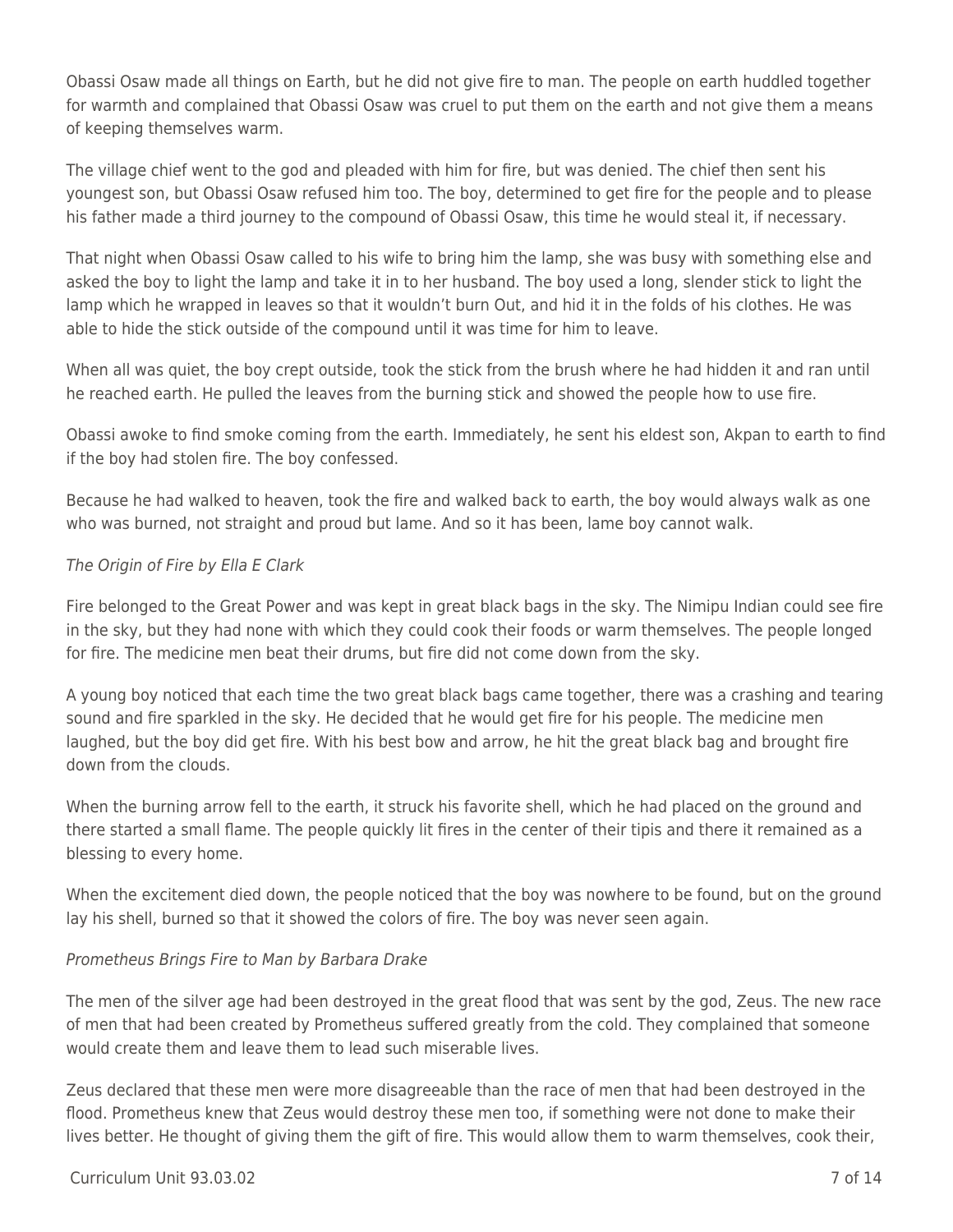Obassi Osaw made all things on Earth, but he did not give fire to man. The people on earth huddled together for warmth and complained that Obassi Osaw was cruel to put them on the earth and not give them a means of keeping themselves warm.

The village chief went to the god and pleaded with him for fire, but was denied. The chief then sent his youngest son, but Obassi Osaw refused him too. The boy, determined to get fire for the people and to please his father made a third journey to the compound of Obassi Osaw, this time he would steal it, if necessary.

That night when Obassi Osaw called to his wife to bring him the lamp, she was busy with something else and asked the boy to light the lamp and take it in to her husband. The boy used a long, slender stick to light the lamp which he wrapped in leaves so that it wouldn't burn Out, and hid it in the folds of his clothes. He was able to hide the stick outside of the compound until it was time for him to leave.

When all was quiet, the boy crept outside, took the stick from the brush where he had hidden it and ran until he reached earth. He pulled the leaves from the burning stick and showed the people how to use fire.

Obassi awoke to find smoke coming from the earth. Immediately, he sent his eldest son, Akpan to earth to find if the boy had stolen fire. The boy confessed.

Because he had walked to heaven, took the fire and walked back to earth, the boy would always walk as one who was burned, not straight and proud but lame. And so it has been, lame boy cannot walk.

*The Origin of Fire by Ella E Clark*

Fire belonged to the Great Power and was kept in great black bags in the sky. The Nimipu Indian could see fire in the sky, but they had none with which they could cook their foods or warm themselves. The people longed for fire. The medicine men beat their drums, but fire did not come down from the sky.

A young boy noticed that each time the two great black bags came together, there was a crashing and tearing sound and fire sparkled in the sky. He decided that he would get fire for his people. The medicine men laughed, but the boy did get fire. With his best bow and arrow, he hit the great black bag and brought fire down from the clouds.

When the burning arrow fell to the earth, it struck his favorite shell, which he had placed on the ground and there started a small flame. The people quickly lit fires in the center of their tipis and there it remained as a blessing to every home.

When the excitement died down, the people noticed that the boy was nowhere to be found, but on the ground lay his shell, burned so that it showed the colors of fire. The boy was never seen again.

*Prometheus Brings Fire to Man by Barbara Drake*

The men of the silver age had been destroyed in the great flood that was sent by the god, Zeus. The new race of men that had been created by Prometheus suffered greatly from the cold. They complained that someone would create them and leave them to lead such miserable lives.

Zeus declared that these men were more disagreeable than the race of men that had been destroyed in the flood. Prometheus knew that Zeus would destroy these men too, if something were not done to make their lives better. He thought of giving them the gift of fire. This would allow them to warm themselves, cook their,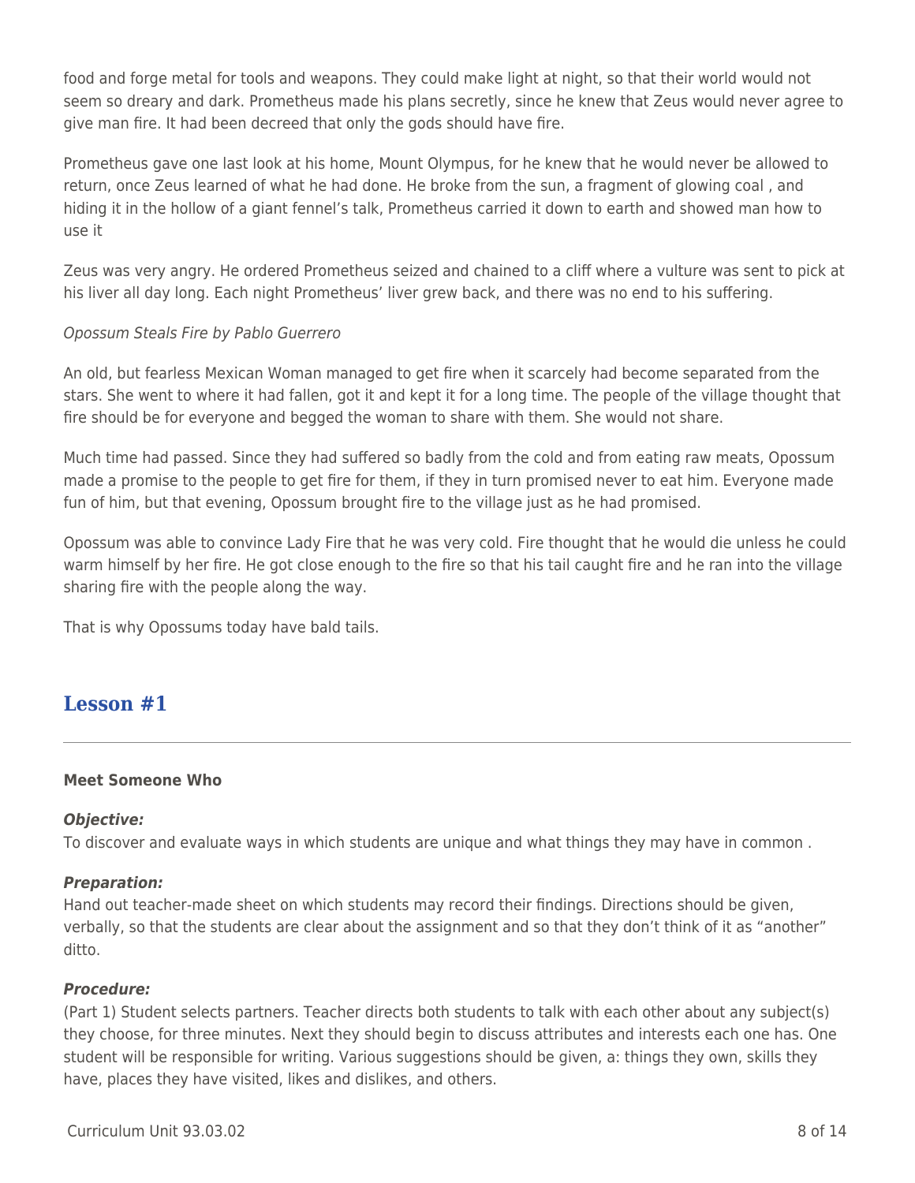food and forge metal for tools and weapons. They could make light at night, so that their world would not seem so dreary and dark. Prometheus made his plans secretly, since he knew that Zeus would never agree to give man fire. It had been decreed that only the gods should have fire.

Prometheus gave one last look at his home, Mount Olympus, for he knew that he would never be allowed to return, once Zeus learned of what he had done. He broke from the sun, a fragment of glowing coal , and hiding it in the hollow of a giant fennel's talk, Prometheus carried it down to earth and showed man how to use it

Zeus was very angry. He ordered Prometheus seized and chained to a cliff where a vulture was sent to pick at his liver all day long. Each night Prometheus' liver grew back, and there was no end to his suffering.

*Opossum Steals Fire by Pablo Guerrero*

An old, but fearless Mexican Woman managed to get fire when it scarcely had become separated from the stars. She went to where it had fallen, got it and kept it for a long time. The people of the village thought that fire should be for everyone and begged the woman to share with them. She would not share.

Much time had passed. Since they had suffered so badly from the cold and from eating raw meats, Opossum made a promise to the people to get fire for them, if they in turn promised never to eat him. Everyone made fun of him, but that evening, Opossum brought fire to the village just as he had promised.

Opossum was able to convince Lady Fire that he was very cold. Fire thought that he would die unless he could warm himself by her fire. He got close enough to the fire so that his tail caught fire and he ran into the village sharing fire with the people along the way.

That is why Opossums today have bald tails.

## Lesson #1

**Meet Someone Who**

***Objective:***
To discover and evaluate ways in which students are unique and what things they may have in common .

***Preparation:***
Hand out teacher-made sheet on which students may record their findings. Directions should be given, verbally, so that the students are clear about the assignment and so that they don't think of it as "another" ditto.

***Procedure:***
(Part 1) Student selects partners. Teacher directs both students to talk with each other about any subject(s) they choose, for three minutes. Next they should begin to discuss attributes and interests each one has. One student will be responsible for writing. Various suggestions should be given, a: things they own, skills they have, places they have visited, likes and dislikes, and others.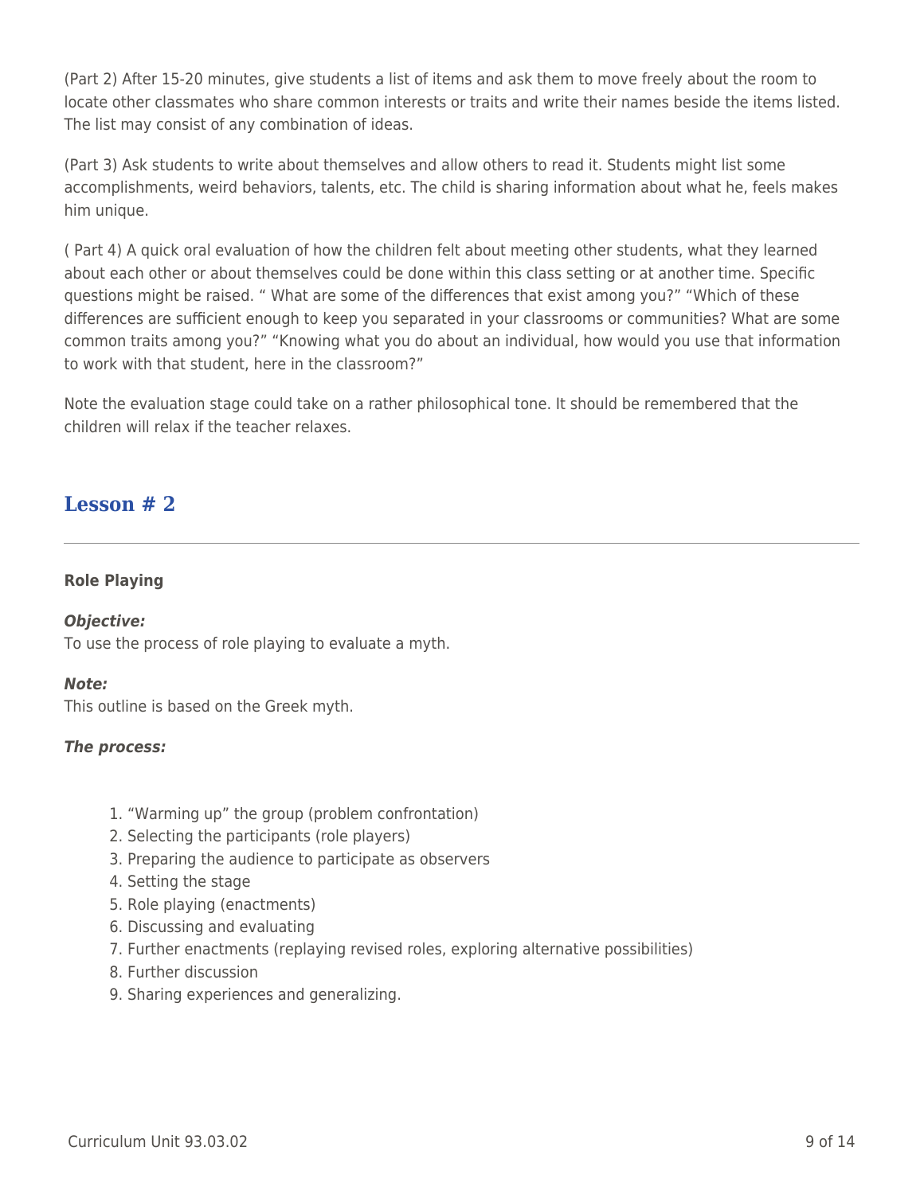(Part 2) After 15-20 minutes, give students a list of items and ask them to move freely about the room to locate other classmates who share common interests or traits and write their names beside the items listed. The list may consist of any combination of ideas.

(Part 3) Ask students to write about themselves and allow others to read it. Students might list some accomplishments, weird behaviors, talents, etc. The child is sharing information about what he, feels makes him unique.

( Part 4) A quick oral evaluation of how the children felt about meeting other students, what they learned about each other or about themselves could be done within this class setting or at another time. Specific questions might be raised. " What are some of the differences that exist among you?" "Which of these differences are sufficient enough to keep you separated in your classrooms or communities? What are some common traits among you?" "Knowing what you do about an individual, how would you use that information to work with that student, here in the classroom?"

Note the evaluation stage could take on a rather philosophical tone. It should be remembered that the children will relax if the teacher relaxes.

## Lesson # 2

---

**Role Playing**

***Objective:***
To use the process of role playing to evaluate a myth.

***Note:***
This outline is based on the Greek myth.

***The process:***

1. "Warming up" the group (problem confrontation)
2. Selecting the participants (role players)
3. Preparing the audience to participate as observers
4. Setting the stage
5. Role playing (enactments)
6. Discussing and evaluating
7. Further enactments (replaying revised roles, exploring alternative possibilities)
8. Further discussion
9. Sharing experiences and generalizing.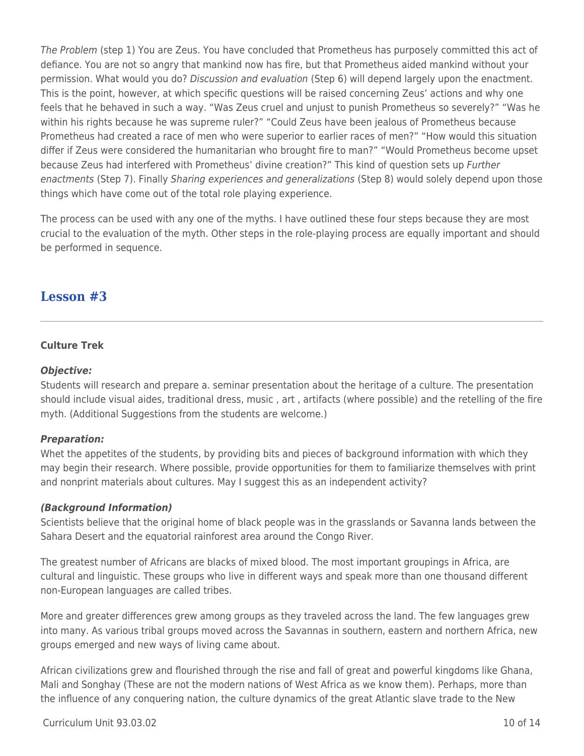*The Problem* (step 1) You are Zeus. You have concluded that Prometheus has purposely committed this act of defiance. You are not so angry that mankind now has fire, but that Prometheus aided mankind without your permission. What would you do? *Discussion and evaluation* (Step 6) will depend largely upon the enactment. This is the point, however, at which specific questions will be raised concerning Zeus' actions and why one feels that he behaved in such a way. "Was Zeus cruel and unjust to punish Prometheus so severely?" "Was he within his rights because he was supreme ruler?" "Could Zeus have been jealous of Prometheus because Prometheus had created a race of men who were superior to earlier races of men?" "How would this situation differ if Zeus were considered the humanitarian who brought fire to man?" "Would Prometheus become upset because Zeus had interfered with Prometheus' divine creation?" This kind of question sets up *Further enactments* (Step 7). Finally *Sharing experiences and generalizations* (Step 8) would solely depend upon those things which have come out of the total role playing experience.

The process can be used with any one of the myths. I have outlined these four steps because they are most crucial to the evaluation of the myth. Other steps in the role-playing process are equally important and should be performed in sequence.

## Lesson #3

**Culture Trek**

***Objective:***
Students will research and prepare a. seminar presentation about the heritage of a culture. The presentation should include visual aides, traditional dress, music , art , artifacts (where possible) and the retelling of the fire myth. (Additional Suggestions from the students are welcome.)

***Preparation:***
Whet the appetites of the students, by providing bits and pieces of background information with which they may begin their research. Where possible, provide opportunities for them to familiarize themselves with print and nonprint materials about cultures. May I suggest this as an independent activity?

***(Background Information)***
Scientists believe that the original home of black people was in the grasslands or Savanna lands between the Sahara Desert and the equatorial rainforest area around the Congo River.

The greatest number of Africans are blacks of mixed blood. The most important groupings in Africa, are cultural and linguistic. These groups who live in different ways and speak more than one thousand different non-European languages are called tribes.

More and greater differences grew among groups as they traveled across the land. The few languages grew into many. As various tribal groups moved across the Savannas in southern, eastern and northern Africa, new groups emerged and new ways of living came about.

African civilizations grew and flourished through the rise and fall of great and powerful kingdoms like Ghana, Mali and Songhay (These are not the modern nations of West Africa as we know them). Perhaps, more than the influence of any conquering nation, the culture dynamics of the great Atlantic slave trade to the New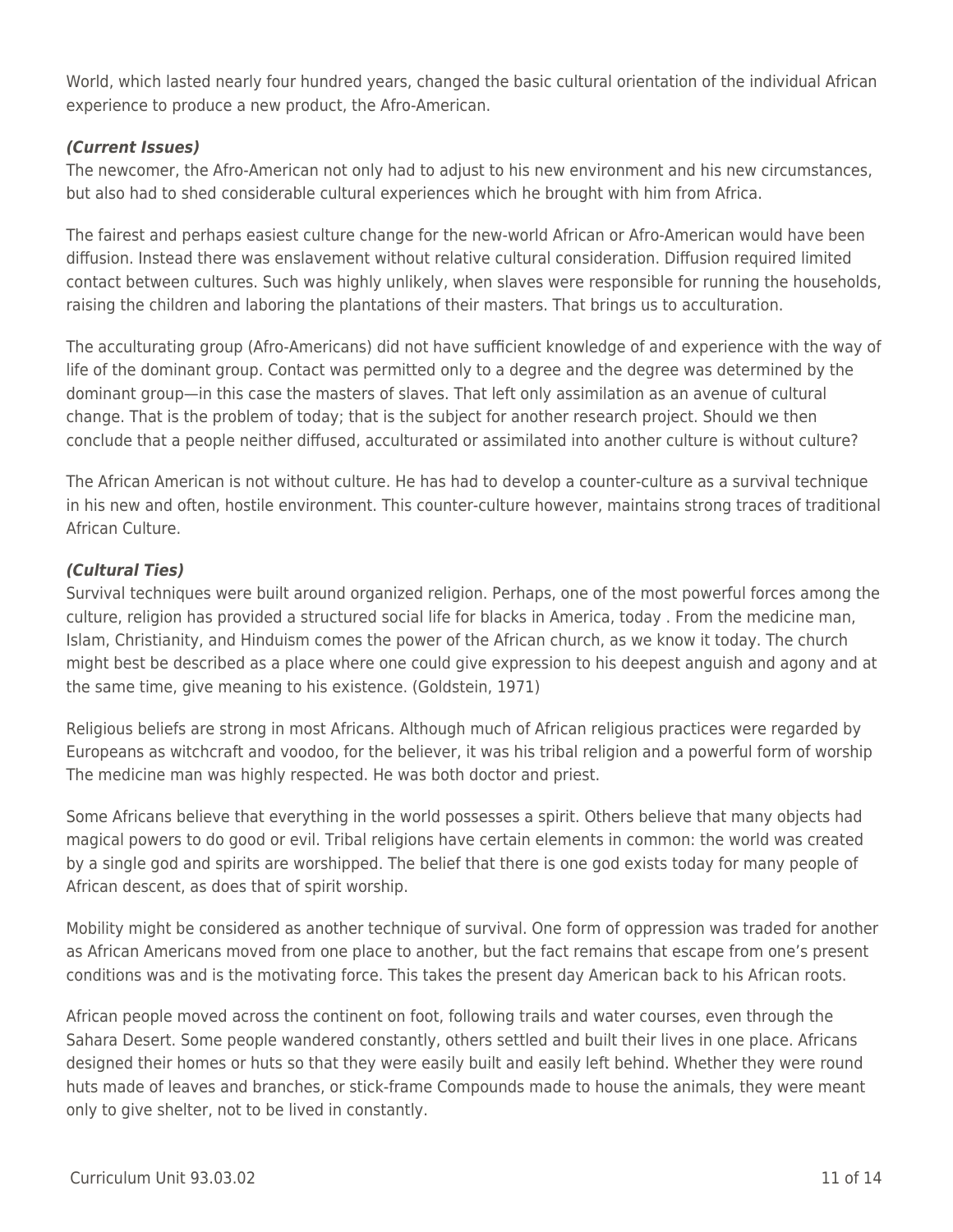World, which lasted nearly four hundred years, changed the basic cultural orientation of the individual African experience to produce a new product, the Afro-American.

***(Current Issues)***

The newcomer, the Afro-American not only had to adjust to his new environment and his new circumstances, but also had to shed considerable cultural experiences which he brought with him from Africa.

The fairest and perhaps easiest culture change for the new-world African or Afro-American would have been diffusion. Instead there was enslavement without relative cultural consideration. Diffusion required limited contact between cultures. Such was highly unlikely, when slaves were responsible for running the households, raising the children and laboring the plantations of their masters. That brings us to acculturation.

The acculturating group (Afro-Americans) did not have sufficient knowledge of and experience with the way of life of the dominant group. Contact was permitted only to a degree and the degree was determined by the dominant group—in this case the masters of slaves. That left only assimilation as an avenue of cultural change. That is the problem of today; that is the subject for another research project. Should we then conclude that a people neither diffused, acculturated or assimilated into another culture is without culture?

The African American is not without culture. He has had to develop a counter-culture as a survival technique in his new and often, hostile environment. This counter-culture however, maintains strong traces of traditional African Culture.

***(Cultural Ties)***

Survival techniques were built around organized religion. Perhaps, one of the most powerful forces among the culture, religion has provided a structured social life for blacks in America, today . From the medicine man, Islam, Christianity, and Hinduism comes the power of the African church, as we know it today. The church might best be described as a place where one could give expression to his deepest anguish and agony and at the same time, give meaning to his existence. (Goldstein, 1971)

Religious beliefs are strong in most Africans. Although much of African religious practices were regarded by Europeans as witchcraft and voodoo, for the believer, it was his tribal religion and a powerful form of worship The medicine man was highly respected. He was both doctor and priest.

Some Africans believe that everything in the world possesses a spirit. Others believe that many objects had magical powers to do good or evil. Tribal religions have certain elements in common: the world was created by a single god and spirits are worshipped. The belief that there is one god exists today for many people of African descent, as does that of spirit worship.

Mobility might be considered as another technique of survival. One form of oppression was traded for another as African Americans moved from one place to another, but the fact remains that escape from one's present conditions was and is the motivating force. This takes the present day American back to his African roots.

African people moved across the continent on foot, following trails and water courses, even through the Sahara Desert. Some people wandered constantly, others settled and built their lives in one place. Africans designed their homes or huts so that they were easily built and easily left behind. Whether they were round huts made of leaves and branches, or stick-frame Compounds made to house the animals, they were meant only to give shelter, not to be lived in constantly.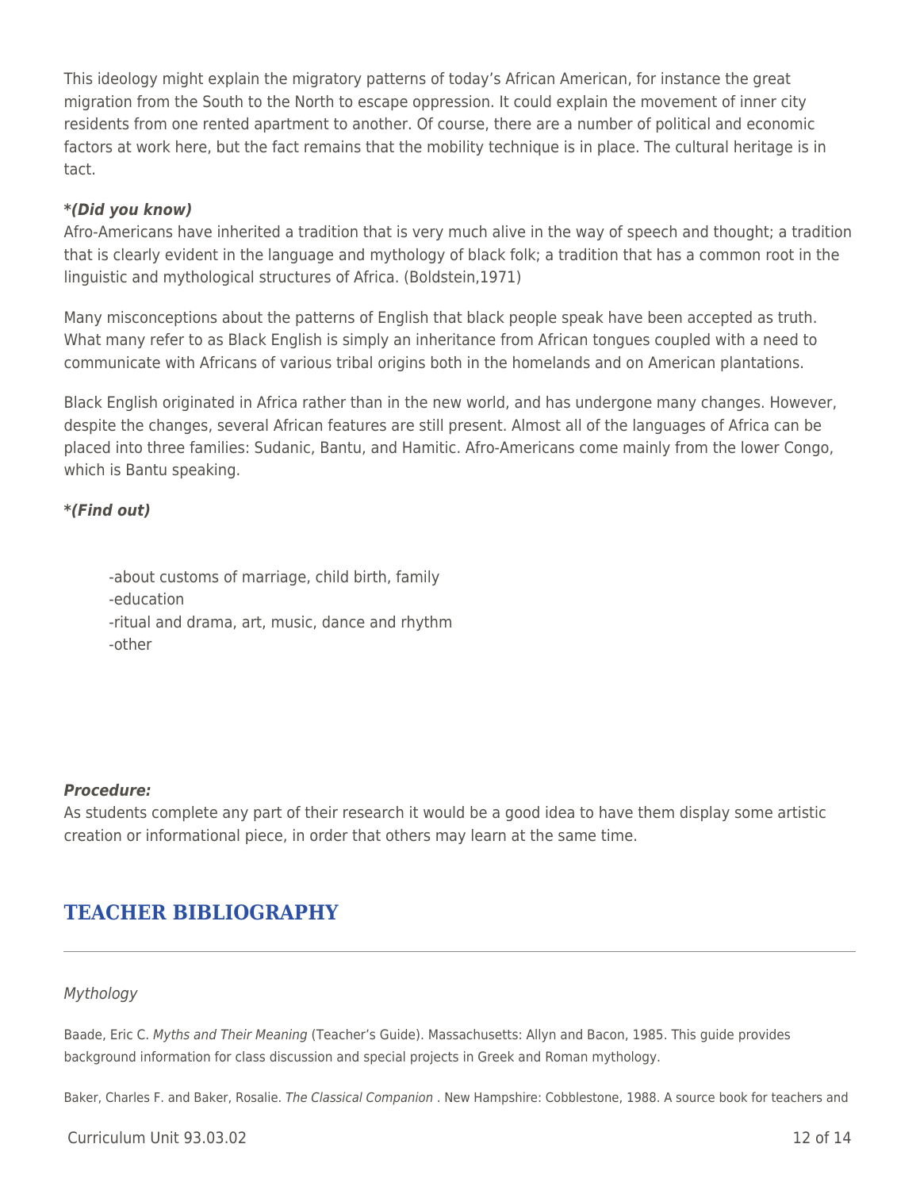This ideology might explain the migratory patterns of today's African American, for instance the great migration from the South to the North to escape oppression. It could explain the movement of inner city residents from one rented apartment to another. Of course, there are a number of political and economic factors at work here, but the fact remains that the mobility technique is in place. The cultural heritage is in tact.

***(Did you know)***
Afro-Americans have inherited a tradition that is very much alive in the way of speech and thought; a tradition that is clearly evident in the language and mythology of black folk; a tradition that has a common root in the linguistic and mythological structures of Africa. (Boldstein,1971)

Many misconceptions about the patterns of English that black people speak have been accepted as truth. What many refer to as Black English is simply an inheritance from African tongues coupled with a need to communicate with Africans of various tribal origins both in the homelands and on American plantations.

Black English originated in Africa rather than in the new world, and has undergone many changes. However, despite the changes, several African features are still present. Almost all of the languages of Africa can be placed into three families: Sudanic, Bantu, and Hamitic. Afro-Americans come mainly from the lower Congo, which is Bantu speaking.

***(Find out)***

-about customs of marriage, child birth, family
-education
-ritual and drama, art, music, dance and rhythm
-other

***Procedure:***
As students complete any part of their research it would be a good idea to have them display some artistic creation or informational piece, in order that others may learn at the same time.

## TEACHER BIBLIOGRAPHY

*Mythology*

Baade, Eric C. *Myths and Their Meaning* (Teacher's Guide). Massachusetts: Allyn and Bacon, 1985. This guide provides background information for class discussion and special projects in Greek and Roman mythology.

Baker, Charles F. and Baker, Rosalie. *The Classical Companion* . New Hampshire: Cobblestone, 1988. A source book for teachers and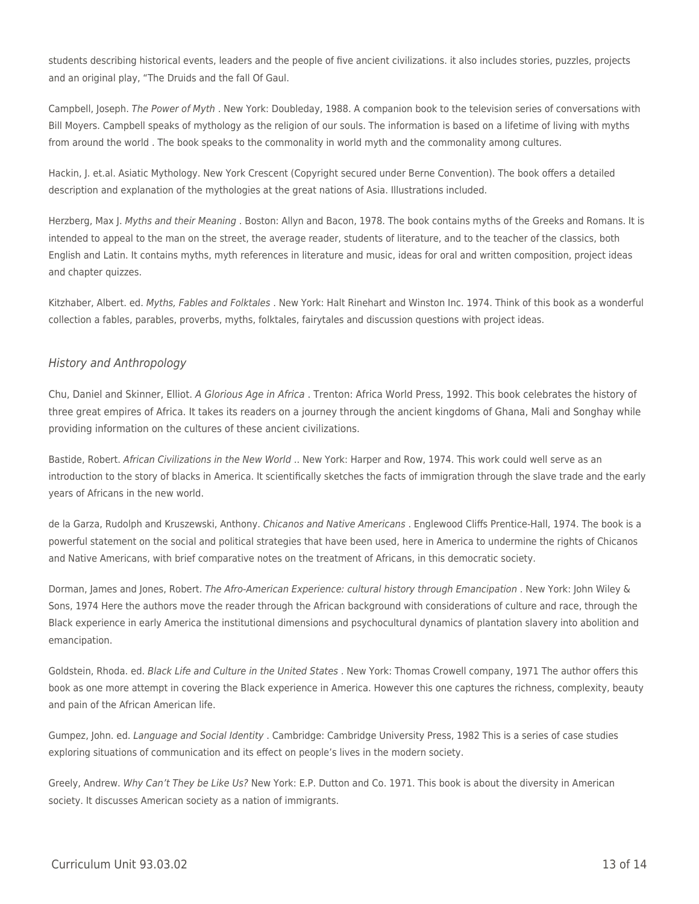students describing historical events, leaders and the people of five ancient civilizations. it also includes stories, puzzles, projects and an original play, "The Druids and the fall Of Gaul.

Campbell, Joseph. *The Power of Myth* . New York: Doubleday, 1988. A companion book to the television series of conversations with Bill Moyers. Campbell speaks of mythology as the religion of our souls. The information is based on a lifetime of living with myths from around the world . The book speaks to the commonality in world myth and the commonality among cultures.

Hackin, J. et.al. Asiatic Mythology. New York Crescent (Copyright secured under Berne Convention). The book offers a detailed description and explanation of the mythologies at the great nations of Asia. Illustrations included.

Herzberg, Max J. *Myths and their Meaning* . Boston: Allyn and Bacon, 1978. The book contains myths of the Greeks and Romans. It is intended to appeal to the man on the street, the average reader, students of literature, and to the teacher of the classics, both English and Latin. It contains myths, myth references in literature and music, ideas for oral and written composition, project ideas and chapter quizzes.

Kitzhaber, Albert. ed. *Myths, Fables and Folktales* . New York: Halt Rinehart and Winston Inc. 1974. Think of this book as a wonderful collection a fables, parables, proverbs, myths, folktales, fairytales and discussion questions with project ideas.

### *History and Anthropology*

Chu, Daniel and Skinner, Elliot. *A Glorious Age in Africa* . Trenton: Africa World Press, 1992. This book celebrates the history of three great empires of Africa. It takes its readers on a journey through the ancient kingdoms of Ghana, Mali and Songhay while providing information on the cultures of these ancient civilizations.

Bastide, Robert. *African Civilizations in the New World* .. New York: Harper and Row, 1974. This work could well serve as an introduction to the story of blacks in America. It scientifically sketches the facts of immigration through the slave trade and the early years of Africans in the new world.

de la Garza, Rudolph and Kruszewski, Anthony. *Chicanos and Native Americans* . Englewood Cliffs Prentice-Hall, 1974. The book is a powerful statement on the social and political strategies that have been used, here in America to undermine the rights of Chicanos and Native Americans, with brief comparative notes on the treatment of Africans, in this democratic society.

Dorman, James and Jones, Robert. *The Afro-American Experience: cultural history through Emancipation* . New York: John Wiley & Sons, 1974 Here the authors move the reader through the African background with considerations of culture and race, through the Black experience in early America the institutional dimensions and psychocultural dynamics of plantation slavery into abolition and emancipation.

Goldstein, Rhoda. ed. *Black Life and Culture in the United States* . New York: Thomas Crowell company, 1971 The author offers this book as one more attempt in covering the Black experience in America. However this one captures the richness, complexity, beauty and pain of the African American life.

Gumpez, John. ed. *Language and Social Identity* . Cambridge: Cambridge University Press, 1982 This is a series of case studies exploring situations of communication and its effect on people's lives in the modern society.

Greely, Andrew. *Why Can't They be Like Us?* New York: E.P. Dutton and Co. 1971. This book is about the diversity in American society. It discusses American society as a nation of immigrants.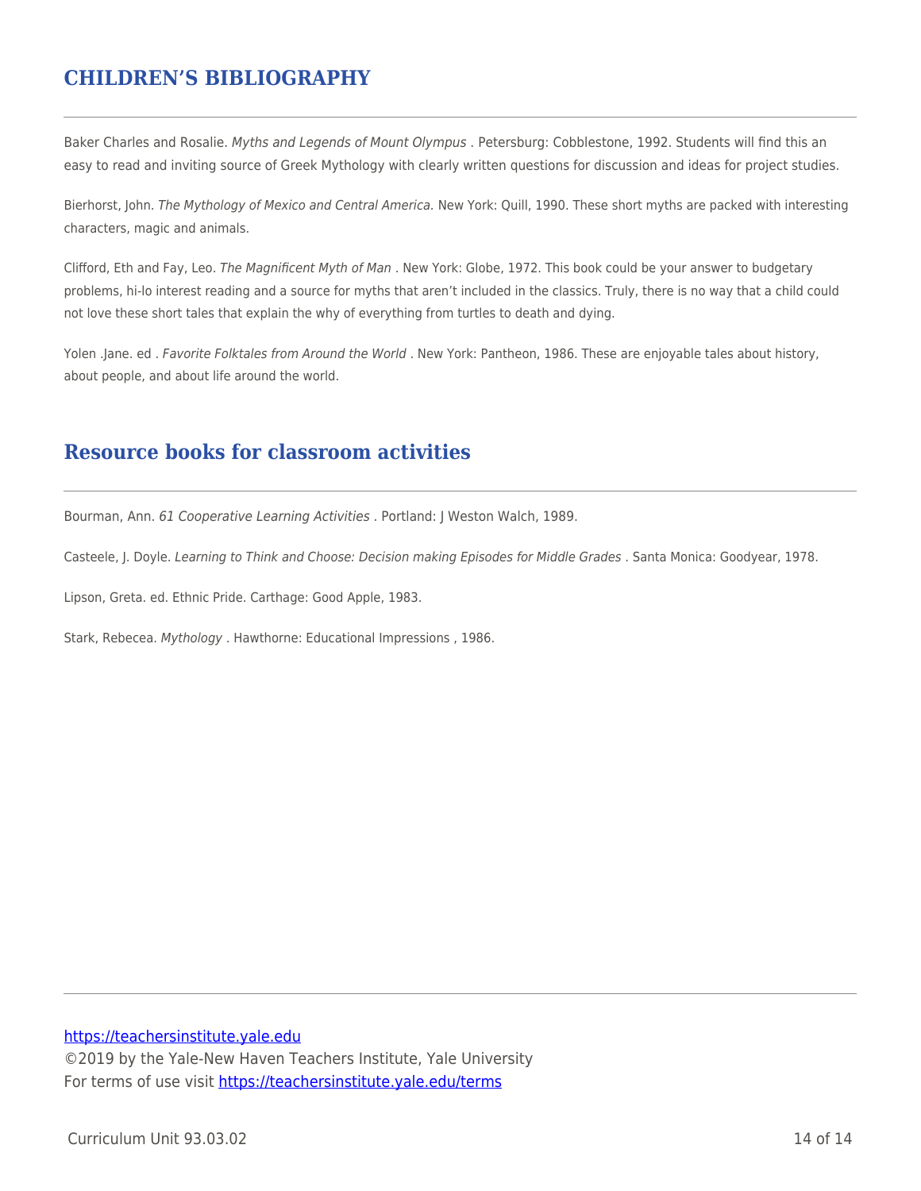## CHILDREN'S BIBLIOGRAPHY

Baker Charles and Rosalie. *Myths and Legends of Mount Olympus* . Petersburg: Cobblestone, 1992. Students will find this an easy to read and inviting source of Greek Mythology with clearly written questions for discussion and ideas for project studies.

Bierhorst, John. *The Mythology of Mexico and Central America.* New York: Quill, 1990. These short myths are packed with interesting characters, magic and animals.

Clifford, Eth and Fay, Leo. *The Magnificent Myth of Man* . New York: Globe, 1972. This book could be your answer to budgetary problems, hi-lo interest reading and a source for myths that aren't included in the classics. Truly, there is no way that a child could not love these short tales that explain the why of everything from turtles to death and dying.

Yolen .Jane. ed . *Favorite Folktales from Around the World* . New York: Pantheon, 1986. These are enjoyable tales about history, about people, and about life around the world.

## Resource books for classroom activities

Bourman, Ann. *61 Cooperative Learning Activities* . Portland: J Weston Walch, 1989.

Casteele, J. Doyle. *Learning to Think and Choose: Decision making Episodes for Middle Grades* . Santa Monica: Goodyear, 1978.

Lipson, Greta. ed. Ethnic Pride. Carthage: Good Apple, 1983.

Stark, Rebecea. *Mythology* . Hawthorne: Educational Impressions , 1986.

https://teachersinstitute.yale.edu
©2019 by the Yale-New Haven Teachers Institute, Yale University
For terms of use visit https://teachersinstitute.yale.edu/terms